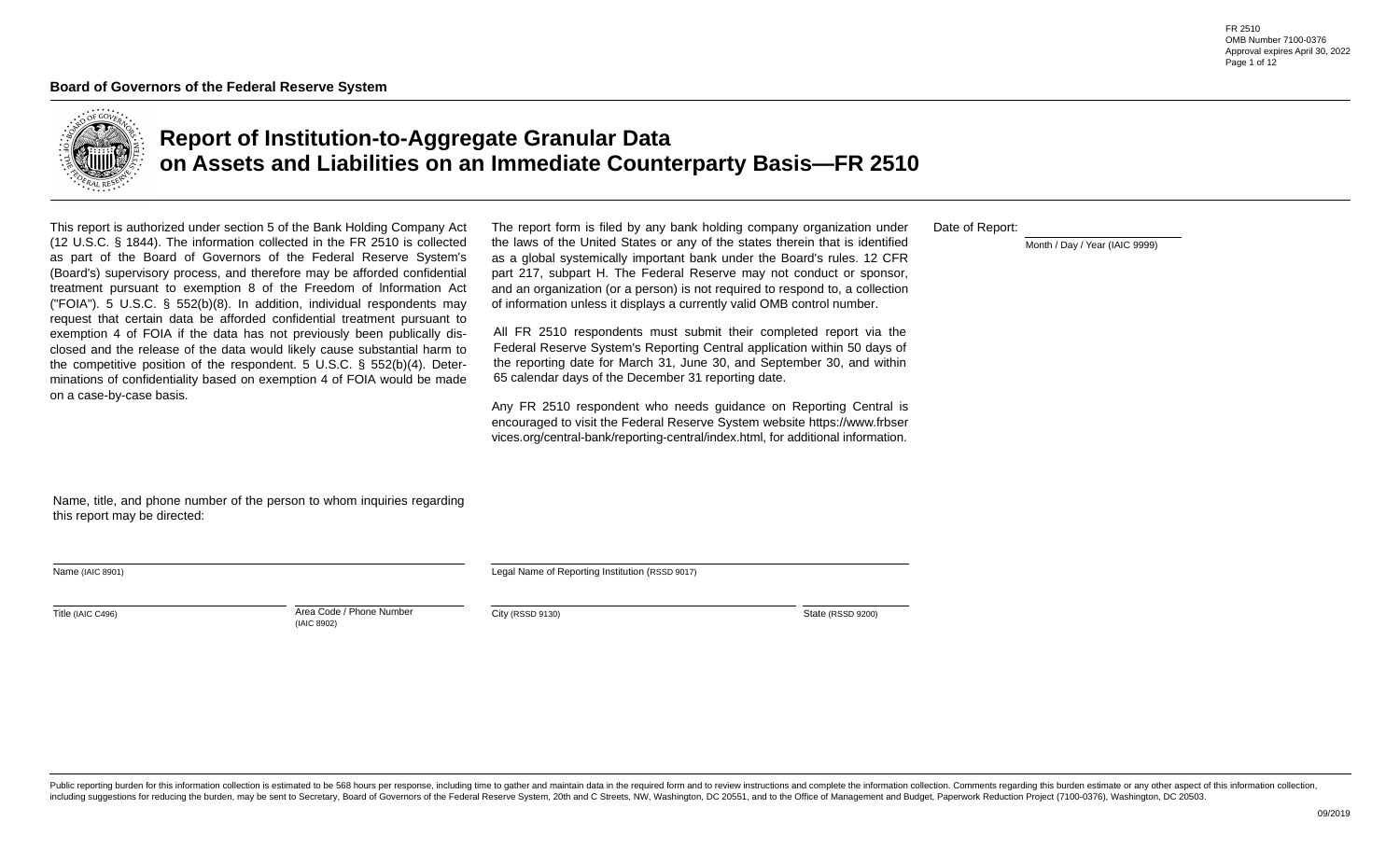FR 2510
OMB Number 7100-0376
Approval expires April 30, 2022

**Board of Governors of the Federal Reserve System**

# Report of Institution-to-Aggregate Granular Data on Assets and Liabilities on an Immediate Counterparty Basis—FR 2510

This report is authorized under section 5 of the Bank Holding Company Act (12 U.S.C. § 1844). The information collected in the FR 2510 is collected as part of the Board of Governors of the Federal Reserve System's (Board's) supervisory process, and therefore may be afforded confidential treatment pursuant to exemption 8 of the Freedom of Information Act ("FOIA"). 5 U.S.C. § 552(b)(8). In addition, individual respondents may request that certain data be afforded confidential treatment pursuant to exemption 4 of FOIA if the data has not previously been publically disclosed and the release of the data would likely cause substantial harm to the competitive position of the respondent. 5 U.S.C. § 552(b)(4). Determinations of confidentiality based on exemption 4 of FOIA would be made on a case-by-case basis.

The report form is filed by any bank holding company organization under the laws of the United States or any of the states therein that is identified as a global systemically important bank under the Board's rules. 12 CFR part 217, subpart H. The Federal Reserve may not conduct or sponsor, and an organization (or a person) is not required to respond to, a collection of information unless it displays a currently valid OMB control number.

All FR 2510 respondents must submit their completed report via the Federal Reserve System's Reporting Central application within 50 days of the reporting date for March 31, June 30, and September 30, and within 65 calendar days of the December 31 reporting date.

Any FR 2510 respondent who needs guidance on Reporting Central is encouraged to visit the Federal Reserve System website https://www.frbservices.org/central-bank/reporting-central/index.html, for additional information.

Date of Report: ______________________
Month / Day / Year (IAIC 9999)

Name, title, and phone number of the person to whom inquiries regarding this report may be directed:

______________________
Name (IAIC 8901)

______________________ ______________________
Title (IAIC C496) Area Code / Phone Number (IAIC 8902)

______________________
Legal Name of Reporting Institution (RSSD 9017)

______________________ ______________________
City (RSSD 9130) State (RSSD 9200)

Public reporting burden for this information collection is estimated to be 568 hours per response, including time to gather and maintain data in the required form and to review instructions and complete the information collection. Comments regarding this burden estimate or any other aspect of this information collection, including suggestions for reducing the burden, may be sent to Secretary, Board of Governors of the Federal Reserve System, 20th and C Streets, NW, Washington, DC 20551, and to the Office of Management and Budget, Paperwork Reduction Project (7100-0376), Washington, DC 20503.

09/2019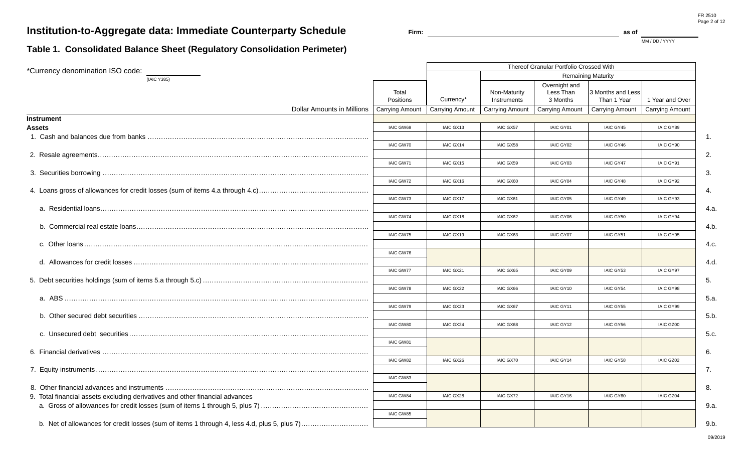# Institution-to-Aggregate data: Immediate Counterparty Schedule

Firm: ______________________ as of ____________ MM / DD / YYYY

## Table 1. Consolidated Balance Sheet (Regulatory Consolidation Perimeter)

*Currency denomination ISO code: ____________ (IAIC Y385)

| Dollar Amounts in Millions | Total Positions | Thereof Granular Portfolio Crossed With | | | | | |
|---|---|---|---|---|---|---|---|
| | | | Remaining Maturity | | | | |
| | | Currency* | Non-Maturity Instruments | Overnight and Less Than 3 Months | 3 Months and Less Than 1 Year | 1 Year and Over | |
| | Carrying Amount | Carrying Amount | Carrying Amount | Carrying Amount | Carrying Amount | Carrying Amount | |
| **Instrument** | | | | | | | |
| **Assets** | | | | | | | |
| 1. Cash and balances due from banks | IAIC GW69 | IAIC GX13 | IAIC GX57 | IAIC GY01 | IAIC GY45 | IAIC GY89 | 1. |
| 2. Resale agreements | IAIC GW70 | IAIC GX14 | IAIC GX58 | IAIC GY02 | IAIC GY46 | IAIC GY90 | 2. |
| 3. Securities borrowing | IAIC GW71 | IAIC GX15 | IAIC GX59 | IAIC GY03 | IAIC GY47 | IAIC GY91 | 3. |
| 4. Loans gross of allowances for credit losses (sum of items 4.a through 4.c) | IAIC GW72 | IAIC GX16 | IAIC GX60 | IAIC GY04 | IAIC GY48 | IAIC GY92 | 4. |
| a. Residential loans | IAIC GW73 | IAIC GX17 | IAIC GX61 | IAIC GY05 | IAIC GY49 | IAIC GY93 | 4.a. |
| b. Commercial real estate loans | IAIC GW74 | IAIC GX18 | IAIC GX62 | IAIC GY06 | IAIC GY50 | IAIC GY94 | 4.b. |
| c. Other loans | IAIC GW75 | IAIC GX19 | IAIC GX63 | IAIC GY07 | IAIC GY51 | IAIC GY95 | 4.c. |
| d. Allowances for credit losses | IAIC GW76 | | | | | | 4.d. |
| 5. Debt securities holdings (sum of items 5.a through 5.c) | IAIC GW77 | IAIC GX21 | IAIC GX65 | IAIC GY09 | IAIC GY53 | IAIC GY97 | 5. |
| a. ABS | IAIC GW78 | IAIC GX22 | IAIC GX66 | IAIC GY10 | IAIC GY54 | IAIC GY98 | 5.a. |
| b. Other secured debt securities | IAIC GW79 | IAIC GX23 | IAIC GX67 | IAIC GY11 | IAIC GY55 | IAIC GY99 | 5.b. |
| c. Unsecured debt securities | IAIC GW80 | IAIC GX24 | IAIC GX68 | IAIC GY12 | IAIC GY56 | IAIC GZ00 | 5.c. |
| 6. Financial derivatives | IAIC GW81 | | | | | | 6. |
| 7. Equity instruments | IAIC GW82 | IAIC GX26 | IAIC GX70 | IAIC GY14 | IAIC GY58 | IAIC GZ02 | 7. |
| 8. Other financial advances and instruments | IAIC GW83 | | | | | | 8. |
| 9. Total financial assets excluding derivatives and other financial advances | | | | | | | |
| a. Gross of allowances for credit losses (sum of items 1 through 5, plus 7) | IAIC GW84 | IAIC GX28 | IAIC GX72 | IAIC GY16 | IAIC GY60 | IAIC GZ04 | 9.a. |
| b. Net of allowances for credit losses (sum of items 1 through 4, less 4.d, plus 5, plus 7) | IAIC GW85 | | | | | | 9.b. |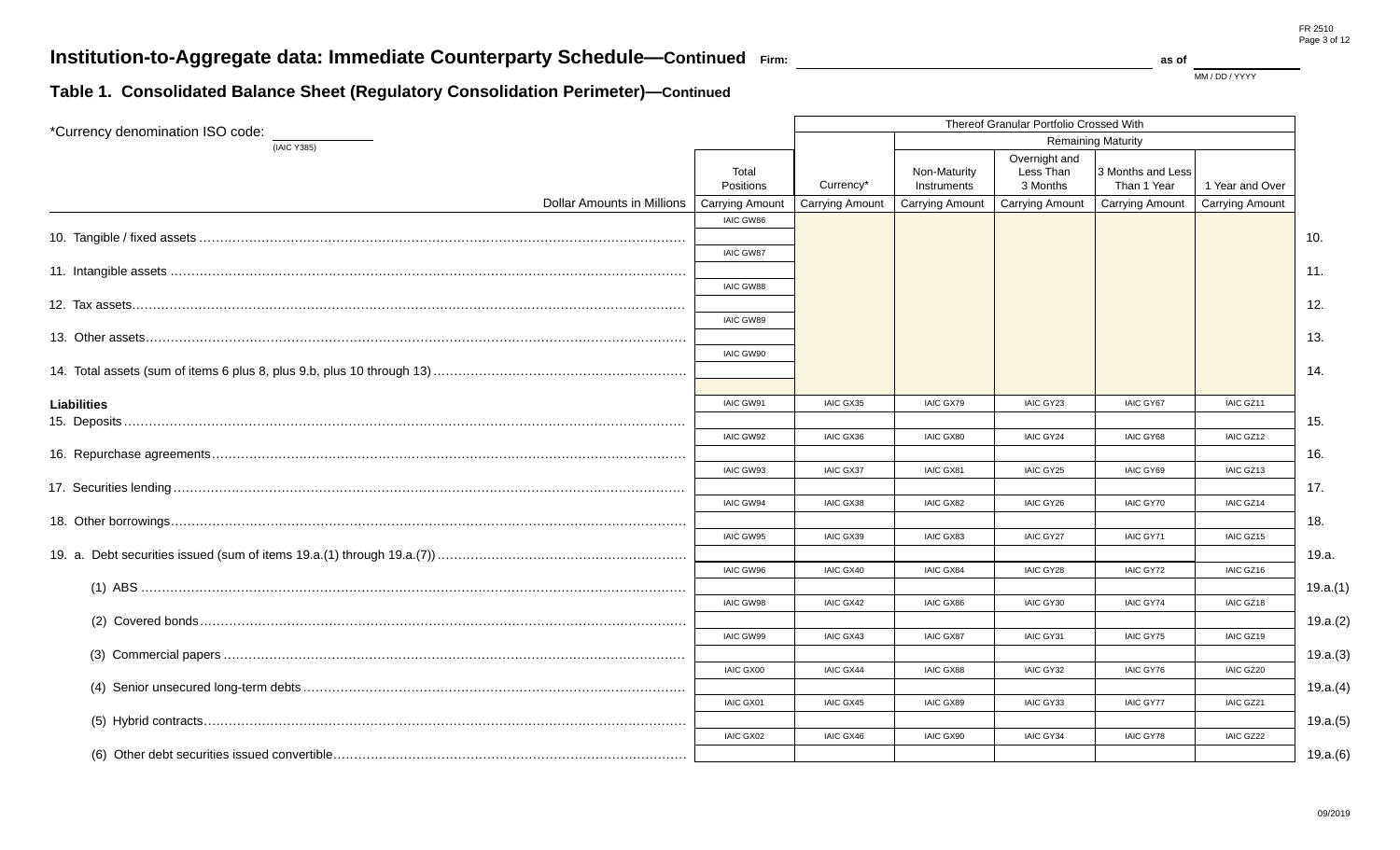# Institution-to-Aggregate data: Immediate Counterparty Schedule—Continued

Firm: ____________________ as of ____________ (MM / DD / YYYY)

## Table 1. Consolidated Balance Sheet (Regulatory Consolidation Perimeter)—Continued

*Currency denomination ISO code: ____________ (IAIC Y385)

| Dollar Amounts in Millions | Total Positions | Thereof Granular Portfolio Crossed With | | | | | |
|---|---|---|---|---|---|---|---|
| | | | Remaining Maturity | | | | |
| | | Currency* | Non-Maturity Instruments | Overnight and Less Than 3 Months | 3 Months and Less Than 1 Year | 1 Year and Over | |
| | Carrying Amount | Carrying Amount | Carrying Amount | Carrying Amount | Carrying Amount | Carrying Amount | |
| 10. Tangible / fixed assets | IAIC GW86 | | | | | | 10. |
| 11. Intangible assets | IAIC GW87 | | | | | | 11. |
| 12. Tax assets | IAIC GW88 | | | | | | 12. |
| 13. Other assets | IAIC GW89 | | | | | | 13. |
| 14. Total assets (sum of items 6 plus 8, plus 9.b, plus 10 through 13) | IAIC GW90 | | | | | | 14. |
| **Liabilities** | | | | | | | |
| 15. Deposits | IAIC GW91 | IAIC GX35 | IAIC GX79 | IAIC GY23 | IAIC GY67 | IAIC GZ11 | 15. |
| 16. Repurchase agreements | IAIC GW92 | IAIC GX36 | IAIC GX80 | IAIC GY24 | IAIC GY68 | IAIC GZ12 | 16. |
| 17. Securities lending | IAIC GW93 | IAIC GX37 | IAIC GX81 | IAIC GY25 | IAIC GY69 | IAIC GZ13 | 17. |
| 18. Other borrowings | IAIC GW94 | IAIC GX38 | IAIC GX82 | IAIC GY26 | IAIC GY70 | IAIC GZ14 | 18. |
| 19. a. Debt securities issued (sum of items 19.a.(1) through 19.a.(7)) | IAIC GW95 | IAIC GX39 | IAIC GX83 | IAIC GY27 | IAIC GY71 | IAIC GZ15 | 19.a. |
| (1) ABS | IAIC GW96 | IAIC GX40 | IAIC GX84 | IAIC GY28 | IAIC GY72 | IAIC GZ16 | 19.a.(1) |
| (2) Covered bonds | IAIC GW98 | IAIC GX42 | IAIC GX86 | IAIC GY30 | IAIC GY74 | IAIC GZ18 | 19.a.(2) |
| (3) Commercial papers | IAIC GW99 | IAIC GX43 | IAIC GX87 | IAIC GY31 | IAIC GY75 | IAIC GZ19 | 19.a.(3) |
| (4) Senior unsecured long-term debts | IAIC GX00 | IAIC GX44 | IAIC GX88 | IAIC GY32 | IAIC GY76 | IAIC GZ20 | 19.a.(4) |
| (5) Hybrid contracts | IAIC GX01 | IAIC GX45 | IAIC GX89 | IAIC GY33 | IAIC GY77 | IAIC GZ21 | 19.a.(5) |
| (6) Other debt securities issued convertible | IAIC GX02 | IAIC GX46 | IAIC GX90 | IAIC GY34 | IAIC GY78 | IAIC GZ22 | 19.a.(6) |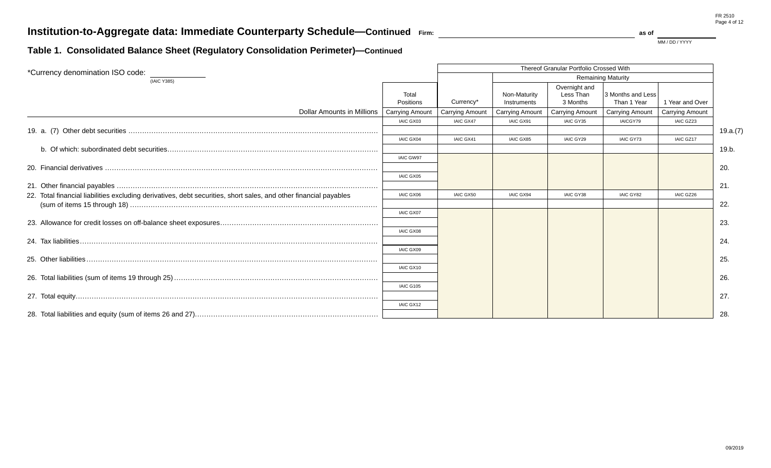## Institution-to-Aggregate data: Immediate Counterparty Schedule—Continued

Firm: ______________________ as of ____________ (MM / DD / YYYY)

### Table 1. Consolidated Balance Sheet (Regulatory Consolidation Perimeter)—Continued

*Currency denomination ISO code: ____________ (IAIC Y385)

| Dollar Amounts in Millions | Total Positions | Thereof Granular Portfolio Crossed With | | | | | |
|---|---|---|---|---|---|---|---|
| | | | Remaining Maturity | | | | |
| | | Currency* | Non-Maturity Instruments | Overnight and Less Than 3 Months | 3 Months and Less Than 1 Year | 1 Year and Over | |
| | Carrying Amount | Carrying Amount | Carrying Amount | Carrying Amount | Carrying Amount | Carrying Amount | |
| 19. a. (7) Other debt securities | IAIC GX03 | IAIC GX47 | IAIC GX91 | IAIC GY35 | IAICGY79 | IAIC GZ23 | 19.a.(7) |
| b. Of which: subordinated debt securities | IAIC GX04 | IAIC GX41 | IAIC GX85 | IAIC GY29 | IAIC GY73 | IAIC GZ17 | 19.b. |
| 20. Financial derivatives | IAIC GW97 | | | | | | 20. |
| 21. Other financial payables | IAIC GX05 | | | | | | 21. |
| 22. Total financial liabilities excluding derivatives, debt securities, short sales, and other financial payables (sum of items 15 through 18) | IAIC GX06 | IAIC GX50 | IAIC GX94 | IAIC GY38 | IAIC GY82 | IAIC GZ26 | 22. |
| 23. Allowance for credit losses on off-balance sheet exposures | IAIC GX07 | | | | | | 23. |
| 24. Tax liabilities | IAIC GX08 | | | | | | 24. |
| 25. Other liabilities | IAIC GX09 | | | | | | 25. |
| 26. Total liabilities (sum of items 19 through 25) | IAIC GX10 | | | | | | 26. |
| 27. Total equity | IAIC G105 | | | | | | 27. |
| 28. Total liabilities and equity (sum of items 26 and 27) | IAIC GX12 | | | | | | 28. |

09/2019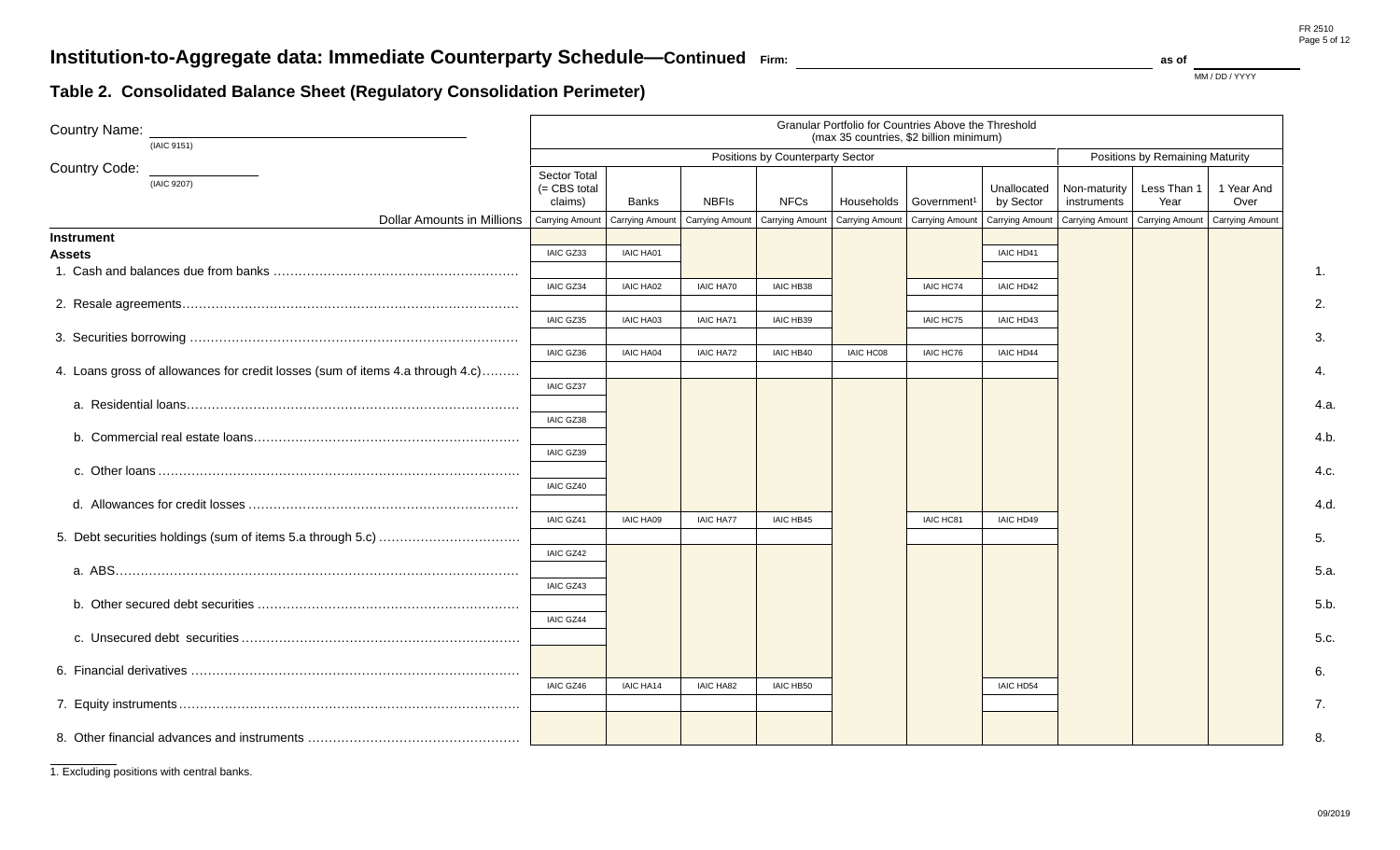# Institution-to-Aggregate data: Immediate Counterparty Schedule—Continued

Firm: ____________________ as of ____________ (MM / DD / YYYY)

## Table 2. Consolidated Balance Sheet (Regulatory Consolidation Perimeter)

Country Name: ____________________ (IAIC 9151)

Country Code: ____________ (IAIC 9207)

| Dollar Amounts in Millions | Granular Portfolio for Countries Above the Threshold (max 35 countries, $2 billion minimum) | | | | | | | | | | |
|---|---|---|---|---|---|---|---|---|---|---|---|
| | Positions by Counterparty Sector | | | | | | | Positions by Remaining Maturity | | | |
| | Sector Total (= CBS total claims) | Banks | NBFIs | NFCs | Households | Government[1] | Unallocated by Sector | Non-maturity instruments | Less Than 1 Year | 1 Year And Over | |
| | Carrying Amount | Carrying Amount | Carrying Amount | Carrying Amount | Carrying Amount | Carrying Amount | Carrying Amount | Carrying Amount | Carrying Amount | Carrying Amount | |
| **Instrument** | | | | | | | | | | | |
| **Assets** | | | | | | | | | | | |
| 1. Cash and balances due from banks | IAIC GZ33 | IAIC HA01 | | | | | IAIC HD41 | | | | 1. |
| 2. Resale agreements | IAIC GZ34 | IAIC HA02 | IAIC HA70 | IAIC HB38 | | IAIC HC74 | IAIC HD42 | | | | 2. |
| 3. Securities borrowing | IAIC GZ35 | IAIC HA03 | IAIC HA71 | IAIC HB39 | | IAIC HC75 | IAIC HD43 | | | | 3. |
| 4. Loans gross of allowances for credit losses (sum of items 4.a through 4.c) | IAIC GZ36 | IAIC HA04 | IAIC HA72 | IAIC HB40 | IAIC HC08 | IAIC HC76 | IAIC HD44 | | | | 4. |
| a. Residential loans | IAIC GZ37 | | | | | | | | | | 4.a. |
| b. Commercial real estate loans | IAIC GZ38 | | | | | | | | | | 4.b. |
| c. Other loans | IAIC GZ39 | | | | | | | | | | 4.c. |
| d. Allowances for credit losses | IAIC GZ40 | | | | | | | | | | 4.d. |
| 5. Debt securities holdings (sum of items 5.a through 5.c) | IAIC GZ41 | IAIC HA09 | IAIC HA77 | IAIC HB45 | | IAIC HC81 | IAIC HD49 | | | | 5. |
| a. ABS | IAIC GZ42 | | | | | | | | | | 5.a. |
| b. Other secured debt securities | IAIC GZ43 | | | | | | | | | | 5.b. |
| c. Unsecured debt securities | IAIC GZ44 | | | | | | | | | | 5.c. |
| 6. Financial derivatives | | | | | | | | | | | 6. |
| 7. Equity instruments | IAIC GZ46 | IAIC HA14 | IAIC HA82 | IAIC HB50 | | | IAIC HD54 | | | | 7. |
| 8. Other financial advances and instruments | | | | | | | | | | | 8. |

1. Excluding positions with central banks.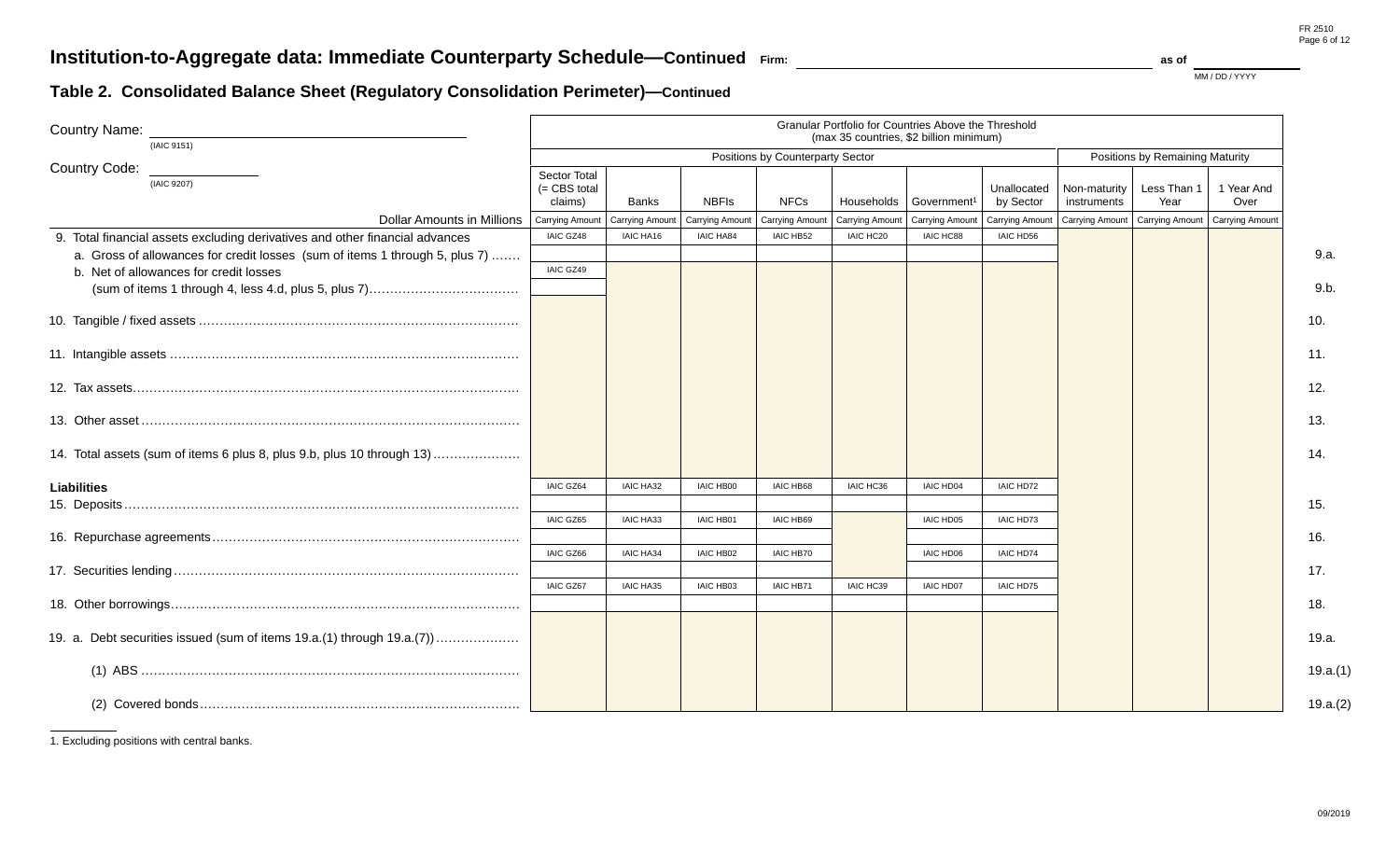# Institution-to-Aggregate data: Immediate Counterparty Schedule—Continued

Firm: ______________________ as of ________ (MM / DD / YYYY)

## Table 2. Consolidated Balance Sheet (Regulatory Consolidation Perimeter)—Continued

Country Name: ______________________ (IAIC 9151)

Country Code: __________ (IAIC 9207)

| Dollar Amounts in Millions | Granular Portfolio for Countries Above the Threshold (max 35 countries, $2 billion minimum) | | | | | | | | | | |
|---|---|---|---|---|---|---|---|---|---|---|---|
| | Positions by Counterparty Sector | | | | | | | Positions by Remaining Maturity | | | |
| | Sector Total (= CBS total claims) | Banks | NBFIs | NFCs | Households | Government[1] | Unallocated by Sector | Non-maturity instruments | Less Than 1 Year | 1 Year And Over | |
| | Carrying Amount | Carrying Amount | Carrying Amount | Carrying Amount | Carrying Amount | Carrying Amount | Carrying Amount | Carrying Amount | Carrying Amount | Carrying Amount | |
| 9. Total financial assets excluding derivatives and other financial advances | | | | | | | | | | | |
| a. Gross of allowances for credit losses (sum of items 1 through 5, plus 7) | IAIC GZ48 | IAIC HA16 | IAIC HA84 | IAIC HB52 | IAIC HC20 | IAIC HC88 | IAIC HD56 | | | | 9.a. |
| b. Net of allowances for credit losses (sum of items 1 through 4, less 4.d, plus 5, plus 7) | IAIC GZ49 | | | | | | | | | | 9.b. |
| 10. Tangible / fixed assets | | | | | | | | | | | 10. |
| 11. Intangible assets | | | | | | | | | | | 11. |
| 12. Tax assets | | | | | | | | | | | 12. |
| 13. Other asset | | | | | | | | | | | 13. |
| 14. Total assets (sum of items 6 plus 8, plus 9.b, plus 10 through 13) | | | | | | | | | | | 14. |
| **Liabilities** | | | | | | | | | | | |
| 15. Deposits | IAIC GZ64 | IAIC HA32 | IAIC HB00 | IAIC HB68 | IAIC HC36 | IAIC HD04 | IAIC HD72 | | | | 15. |
| 16. Repurchase agreements | IAIC GZ65 | IAIC HA33 | IAIC HB01 | IAIC HB69 | | IAIC HD05 | IAIC HD73 | | | | 16. |
| 17. Securities lending | IAIC GZ66 | IAIC HA34 | IAIC HB02 | IAIC HB70 | | IAIC HD06 | IAIC HD74 | | | | 17. |
| 18. Other borrowings | IAIC GZ67 | IAIC HA35 | IAIC HB03 | IAIC HB71 | IAIC HC39 | IAIC HD07 | IAIC HD75 | | | | 18. |
| 19. a. Debt securities issued (sum of items 19.a.(1) through 19.a.(7)) | | | | | | | | | | | 19.a. |
| (1) ABS | | | | | | | | | | | 19.a.(1) |
| (2) Covered bonds | | | | | | | | | | | 19.a.(2) |

1. Excluding positions with central banks.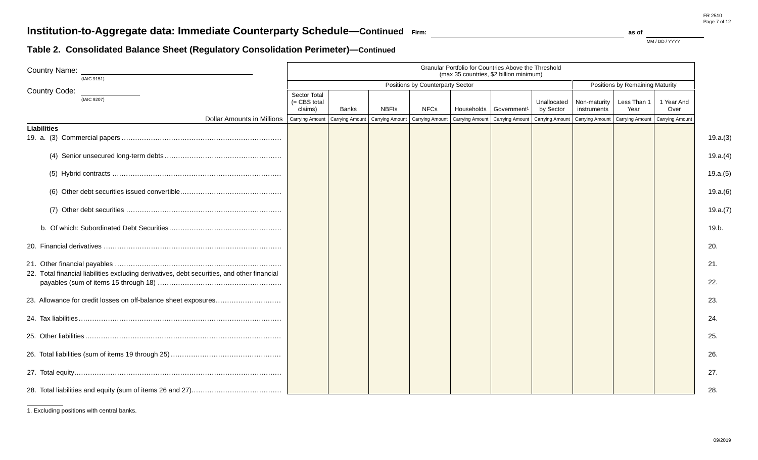# Institution-to-Aggregate data: Immediate Counterparty Schedule—Continued

Firm: ______________________ as of ____________ (MM / DD / YYYY)

## Table 2. Consolidated Balance Sheet (Regulatory Consolidation Perimeter)—Continued

Country Name: ______________________ (IAIC 9151)

Country Code: ____________ (IAIC 9207)

| Dollar Amounts in Millions | Granular Portfolio for Countries Above the Threshold (max 35 countries, $2 billion minimum) | | | | | | | | | | |
|---|---|---|---|---|---|---|---|---|---|---|---|
| | Positions by Counterparty Sector | | | | | | | Positions by Remaining Maturity | | | |
| | Sector Total (= CBS total claims) | Banks | NBFIs | NFCs | Households | Government[1] | Unallocated by Sector | Non-maturity instruments | Less Than 1 Year | 1 Year And Over | |
| | Carrying Amount | Carrying Amount | Carrying Amount | Carrying Amount | Carrying Amount | Carrying Amount | Carrying Amount | Carrying Amount | Carrying Amount | Carrying Amount | |
| **Liabilities** | | | | | | | | | | | |
| 19. a. (3) Commercial papers | | | | | | | | | | | 19.a.(3) |
| (4) Senior unsecured long-term debts | | | | | | | | | | | 19.a.(4) |
| (5) Hybrid contracts | | | | | | | | | | | 19.a.(5) |
| (6) Other debt securities issued convertible | | | | | | | | | | | 19.a.(6) |
| (7) Other debt securities | | | | | | | | | | | 19.a.(7) |
| b. Of which: Subordinated Debt Securities | | | | | | | | | | | 19.b. |
| 20. Financial derivatives | | | | | | | | | | | 20. |
| 21. Other financial payables | | | | | | | | | | | 21. |
| 22. Total financial liabilities excluding derivatives, debt securities, and other financial payables (sum of items 15 through 18) | | | | | | | | | | | 22. |
| 23. Allowance for credit losses on off-balance sheet exposures | | | | | | | | | | | 23. |
| 24. Tax liabilities | | | | | | | | | | | 24. |
| 25. Other liabilities | | | | | | | | | | | 25. |
| 26. Total liabilities (sum of items 19 through 25) | | | | | | | | | | | 26. |
| 27. Total equity | | | | | | | | | | | 27. |
| 28. Total liabilities and equity (sum of items 26 and 27) | | | | | | | | | | | 28. |

1. Excluding positions with central banks.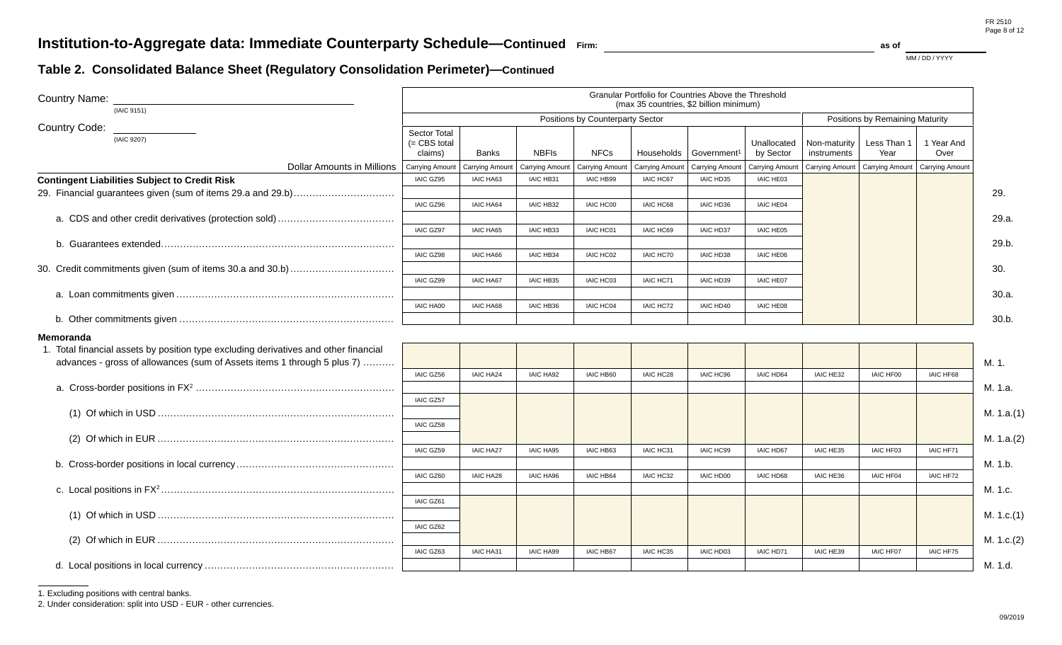FR 2510

# Institution-to-Aggregate data: Immediate Counterparty Schedule—Continued

Firm: ______________________ as of ______ MM / DD / YYYY

## Table 2. Consolidated Balance Sheet (Regulatory Consolidation Perimeter)—Continued

Country Name: ______________________ (IAIC 9151)

Country Code: __________ (IAIC 9207)

| | Granular Portfolio for Countries Above the Threshold (max 35 countries, $2 billion minimum) | | | | | | | | | | |
|---|---|---|---|---|---|---|---|---|---|---|---|
| | Positions by Counterparty Sector | | | | | | | Positions by Remaining Maturity | | | |
| | Sector Total (= CBS total claims) | Banks | NBFIs | NFCs | Households | Government[1] | Unallocated by Sector | Non-maturity instruments | Less Than 1 Year | 1 Year And Over | |
| Dollar Amounts in Millions | Carrying Amount | Carrying Amount | Carrying Amount | Carrying Amount | Carrying Amount | Carrying Amount | Carrying Amount | Carrying Amount | Carrying Amount | Carrying Amount | |
| **Contingent Liabilities Subject to Credit Risk** | | | | | | | | | | | |
| 29. Financial guarantees given (sum of items 29.a and 29.b) | IAIC GZ95 | IAIC HA63 | IAIC HB31 | IAIC HB99 | IAIC HC67 | IAIC HD35 | IAIC HE03 | | | | 29. |
| a. CDS and other credit derivatives (protection sold) | IAIC GZ96 | IAIC HA64 | IAIC HB32 | IAIC HC00 | IAIC HC68 | IAIC HD36 | IAIC HE04 | | | | 29.a. |
| b. Guarantees extended | IAIC GZ97 | IAIC HA65 | IAIC HB33 | IAIC HC01 | IAIC HC69 | IAIC HD37 | IAIC HE05 | | | | 29.b. |
| 30. Credit commitments given (sum of items 30.a and 30.b) | IAIC GZ98 | IAIC HA66 | IAIC HB34 | IAIC HC02 | IAIC HC70 | IAIC HD38 | IAIC HE06 | | | | 30. |
| a. Loan commitments given | IAIC GZ99 | IAIC HA67 | IAIC HB35 | IAIC HC03 | IAIC HC71 | IAIC HD39 | IAIC HE07 | | | | 30.a. |
| b. Other commitments given | IAIC HA00 | IAIC HA68 | IAIC HB36 | IAIC HC04 | IAIC HC72 | IAIC HD40 | IAIC HE08 | | | | 30.b. |
| **Memoranda** | | | | | | | | | | | |
| 1. Total financial assets by position type excluding derivatives and other financial advances - gross of allowances (sum of Assets items 1 through 5 plus 7) | | | | | | | | | | | M. 1. |
| a. Cross-border positions in FX[2] | IAIC GZ56 | IAIC HA24 | IAIC HA92 | IAIC HB60 | IAIC HC28 | IAIC HC96 | IAIC HD64 | IAIC HE32 | IAIC HF00 | IAIC HF68 | M. 1.a. |
| (1) Of which in USD | IAIC GZ57 | | | | | | | | | | M. 1.a.(1) |
| (2) Of which in EUR | IAIC GZ58 | | | | | | | | | | M. 1.a.(2) |
| b. Cross-border positions in local currency | IAIC GZ59 | IAIC HA27 | IAIC HA95 | IAIC HB63 | IAIC HC31 | IAIC HC99 | IAIC HD67 | IAIC HE35 | IAIC HF03 | IAIC HF71 | M. 1.b. |
| c. Local positions in FX[2] | IAIC GZ60 | IAIC HA28 | IAIC HA96 | IAIC HB64 | IAIC HC32 | IAIC HD00 | IAIC HD68 | IAIC HE36 | IAIC HF04 | IAIC HF72 | M. 1.c. |
| (1) Of which in USD | IAIC GZ61 | | | | | | | | | | M. 1.c.(1) |
| (2) Of which in EUR | IAIC GZ62 | | | | | | | | | | M. 1.c.(2) |
| d. Local positions in local currency | IAIC GZ63 | IAIC HA31 | IAIC HA99 | IAIC HB67 | IAIC HC35 | IAIC HD03 | IAIC HD71 | IAIC HE39 | IAIC HF07 | IAIC HF75 | M. 1.d. |

1. Excluding positions with central banks.
2. Under consideration: split into USD - EUR - other currencies.

09/2019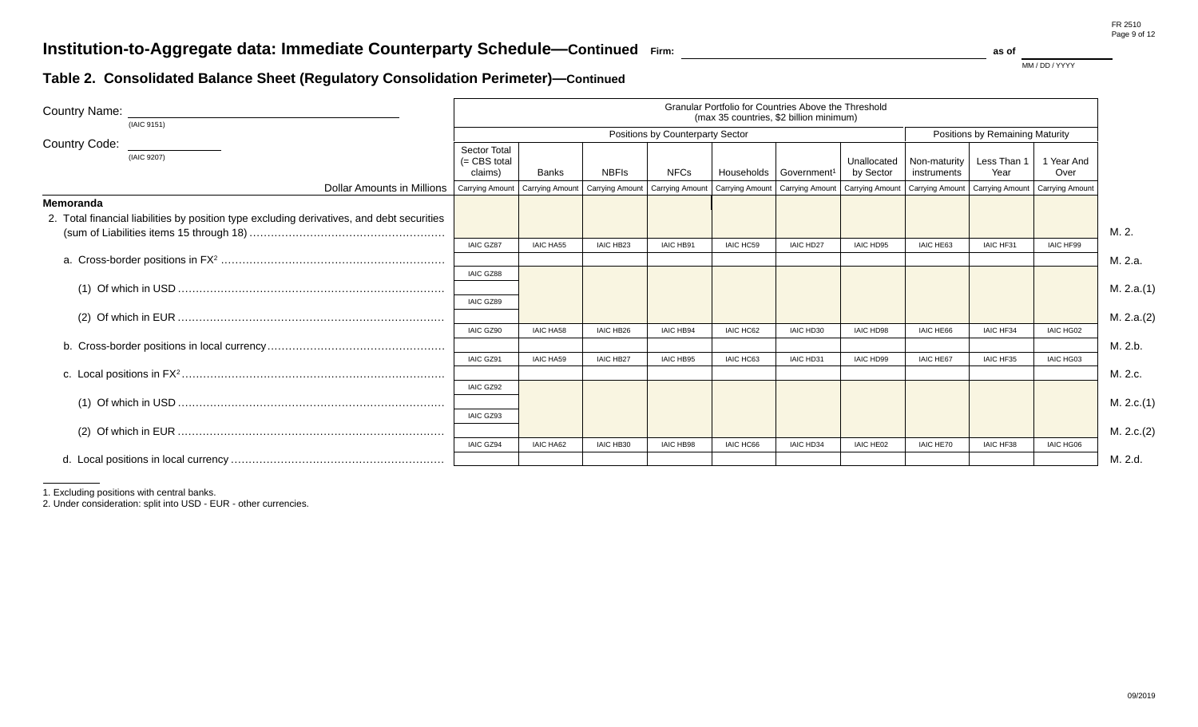# Institution-to-Aggregate data: Immediate Counterparty Schedule—Continued

Firm: ____________________ as of ____________ (MM / DD / YYYY)

## Table 2. Consolidated Balance Sheet (Regulatory Consolidation Perimeter)—Continued

Country Name: ____________________ (IAIC 9151)

Country Code: ____________ (IAIC 9207)

| Dollar Amounts in Millions | Granular Portfolio for Countries Above the Threshold (max 35 countries, $2 billion minimum) | | | | | | | | | | |
|---|---|---|---|---|---|---|---|---|---|---|---|
| | Positions by Counterparty Sector | | | | | | | Positions by Remaining Maturity | | | |
| | Sector Total (= CBS total claims) | Banks | NBFIs | NFCs | Households | Government[1] | Unallocated by Sector | Non-maturity instruments | Less Than 1 Year | 1 Year And Over | |
| | Carrying Amount | Carrying Amount | Carrying Amount | Carrying Amount | Carrying Amount | Carrying Amount | Carrying Amount | Carrying Amount | Carrying Amount | Carrying Amount | |
| **Memoranda** | | | | | | | | | | | |
| 2. Total financial liabilities by position type excluding derivatives, and debt securities (sum of Liabilities items 15 through 18) | IAIC GZ87 | IAIC HA55 | IAIC HB23 | IAIC HB91 | IAIC HC59 | IAIC HD27 | IAIC HD95 | IAIC HE63 | IAIC HF31 | IAIC HF99 | M. 2. |
| a. Cross-border positions in FX[2] | IAIC GZ88 | | | | | | | | | | M. 2.a. |
| (1) Of which in USD | IAIC GZ89 | | | | | | | | | | M. 2.a.(1) |
| (2) Of which in EUR | IAIC GZ90 | | | | | | | | | | M. 2.a.(2) |
| b. Cross-border positions in local currency | IAIC GZ91 | IAIC HA58 | IAIC HB26 | IAIC HB94 | IAIC HC62 | IAIC HD30 | IAIC HD98 | IAIC HE66 | IAIC HF34 | IAIC HG02 | M. 2.b. |
| c. Local positions in FX[2] | IAIC GZ92 | IAIC HA59 | IAIC HB27 | IAIC HB95 | IAIC HC63 | IAIC HD31 | IAIC HD99 | IAIC HE67 | IAIC HF35 | IAIC HG03 | M. 2.c. |
| (1) Of which in USD | IAIC GZ93 | | | | | | | | | | M. 2.c.(1) |
| (2) Of which in EUR | IAIC GZ94 | | | | | | | | | | M. 2.c.(2) |
| d. Local positions in local currency | | IAIC HA62 | IAIC HB30 | IAIC HB98 | IAIC HC66 | IAIC HD34 | IAIC HE02 | IAIC HE70 | IAIC HF38 | IAIC HG06 | M. 2.d. |

1. Excluding positions with central banks.
2. Under consideration: split into USD - EUR - other currencies.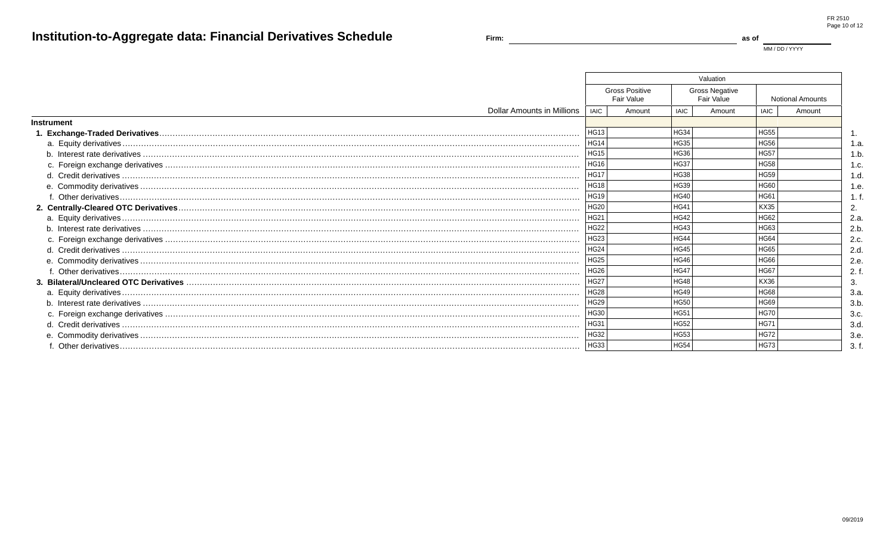# Institution-to-Aggregate data: Financial Derivatives Schedule

Firm: ______________________________ as of ____________
MM / DD / YYYY

| | Valuation | | | | | | |
|---|---|---|---|---|---|---|---|
| | Gross Positive Fair Value | | Gross Negative Fair Value | | Notional Amounts | | |
| Dollar Amounts in Millions | IAIC | Amount | IAIC | Amount | IAIC | Amount | |
| **Instrument** | | | | | | | |
| **1. Exchange-Traded Derivatives** | HG13 | | HG34 | | HG55 | | 1. |
| a. Equity derivatives | HG14 | | HG35 | | HG56 | | 1.a. |
| b. Interest rate derivatives | HG15 | | HG36 | | HG57 | | 1.b. |
| c. Foreign exchange derivatives | HG16 | | HG37 | | HG58 | | 1.c. |
| d. Credit derivatives | HG17 | | HG38 | | HG59 | | 1.d. |
| e. Commodity derivatives | HG18 | | HG39 | | HG60 | | 1.e. |
| f. Other derivatives | HG19 | | HG40 | | HG61 | | 1. f. |
| **2. Centrally-Cleared OTC Derivatives** | HG20 | | HG41 | | KX35 | | 2. |
| a. Equity derivatives | HG21 | | HG42 | | HG62 | | 2.a. |
| b. Interest rate derivatives | HG22 | | HG43 | | HG63 | | 2.b. |
| c. Foreign exchange derivatives | HG23 | | HG44 | | HG64 | | 2.c. |
| d. Credit derivatives | HG24 | | HG45 | | HG65 | | 2.d. |
| e. Commodity derivatives | HG25 | | HG46 | | HG66 | | 2.e. |
| f. Other derivatives | HG26 | | HG47 | | HG67 | | 2. f. |
| **3. Bilateral/Uncleared OTC Derivatives** | HG27 | | HG48 | | KX36 | | 3. |
| a. Equity derivatives | HG28 | | HG49 | | HG68 | | 3.a. |
| b. Interest rate derivatives | HG29 | | HG50 | | HG69 | | 3.b. |
| c. Foreign exchange derivatives | HG30 | | HG51 | | HG70 | | 3.c. |
| d. Credit derivatives | HG31 | | HG52 | | HG71 | | 3.d. |
| e. Commodity derivatives | HG32 | | HG53 | | HG72 | | 3.e. |
| f. Other derivatives | HG33 | | HG54 | | HG73 | | 3. f. |

09/2019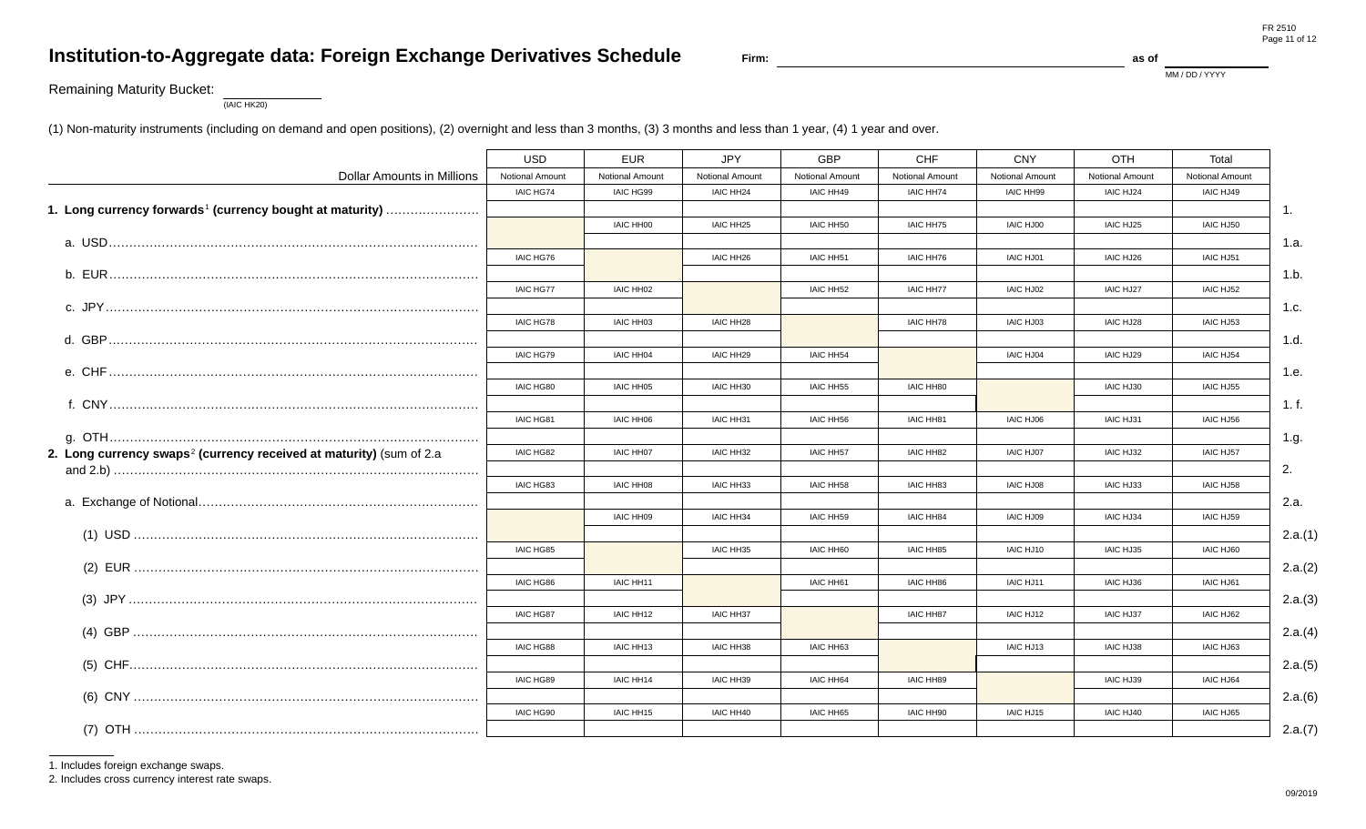# Institution-to-Aggregate data: Foreign Exchange Derivatives Schedule

Firm: ______________________ as of ____________ (MM / DD / YYYY)

Remaining Maturity Bucket: ____________ (IAIC HK20)

(1) Non-maturity instruments (including on demand and open positions), (2) overnight and less than 3 months, (3) 3 months and less than 1 year, (4) 1 year and over.

| Dollar Amounts in Millions | USD Notional Amount | EUR Notional Amount | JPY Notional Amount | GBP Notional Amount | CHF Notional Amount | CNY Notional Amount | OTH Notional Amount | Total Notional Amount | |
|---|---|---|---|---|---|---|---|---|---|
| **1. Long currency forwards[1] (currency bought at maturity)** | IAIC HG74 | IAIC HG99 | IAIC HH24 | IAIC HH49 | IAIC HH74 | IAIC HH99 | IAIC HJ24 | IAIC HJ49 | 1. |
| a. USD | | IAIC HH00 | IAIC HH25 | IAIC HH50 | IAIC HH75 | IAIC HJ00 | IAIC HJ25 | IAIC HJ50 | 1.a. |
| b. EUR | IAIC HG76 | | IAIC HH26 | IAIC HH51 | IAIC HH76 | IAIC HJ01 | IAIC HJ26 | IAIC HJ51 | 1.b. |
| c. JPY | IAIC HG77 | IAIC HH02 | | IAIC HH52 | IAIC HH77 | IAIC HJ02 | IAIC HJ27 | IAIC HJ52 | 1.c. |
| d. GBP | IAIC HG78 | IAIC HH03 | IAIC HH28 | | IAIC HH78 | IAIC HJ03 | IAIC HJ28 | IAIC HJ53 | 1.d. |
| e. CHF | IAIC HG79 | IAIC HH04 | IAIC HH29 | IAIC HH54 | | IAIC HJ04 | IAIC HJ29 | IAIC HJ54 | 1.e. |
| f. CNY | IAIC HG80 | IAIC HH05 | IAIC HH30 | IAIC HH55 | IAIC HH80 | | IAIC HJ30 | IAIC HJ55 | 1. f. |
| g. OTH | IAIC HG81 | IAIC HH06 | IAIC HH31 | IAIC HH56 | IAIC HH81 | IAIC HJ06 | IAIC HJ31 | IAIC HJ56 | 1.g. |
| **2. Long currency swaps[2] (currency received at maturity)** (sum of 2.a and 2.b) | IAIC HG82 | IAIC HH07 | IAIC HH32 | IAIC HH57 | IAIC HH82 | IAIC HJ07 | IAIC HJ32 | IAIC HJ57 | 2. |
| a. Exchange of Notional | IAIC HG83 | IAIC HH08 | IAIC HH33 | IAIC HH58 | IAIC HH83 | IAIC HJ08 | IAIC HJ33 | IAIC HJ58 | 2.a. |
| (1) USD | | IAIC HH09 | IAIC HH34 | IAIC HH59 | IAIC HH84 | IAIC HJ09 | IAIC HJ34 | IAIC HJ59 | 2.a.(1) |
| (2) EUR | IAIC HG85 | | IAIC HH35 | IAIC HH60 | IAIC HH85 | IAIC HJ10 | IAIC HJ35 | IAIC HJ60 | 2.a.(2) |
| (3) JPY | IAIC HG86 | IAIC HH11 | | IAIC HH61 | IAIC HH86 | IAIC HJ11 | IAIC HJ36 | IAIC HJ61 | 2.a.(3) |
| (4) GBP | IAIC HG87 | IAIC HH12 | IAIC HH37 | | IAIC HH87 | IAIC HJ12 | IAIC HJ37 | IAIC HJ62 | 2.a.(4) |
| (5) CHF | IAIC HG88 | IAIC HH13 | IAIC HH38 | IAIC HH63 | | IAIC HJ13 | IAIC HJ38 | IAIC HJ63 | 2.a.(5) |
| (6) CNY | IAIC HG89 | IAIC HH14 | IAIC HH39 | IAIC HH64 | IAIC HH89 | | IAIC HJ39 | IAIC HJ64 | 2.a.(6) |
| (7) OTH | IAIC HG90 | IAIC HH15 | IAIC HH40 | IAIC HH65 | IAIC HH90 | IAIC HJ15 | IAIC HJ40 | IAIC HJ65 | 2.a.(7) |

1. Includes foreign exchange swaps.
2. Includes cross currency interest rate swaps.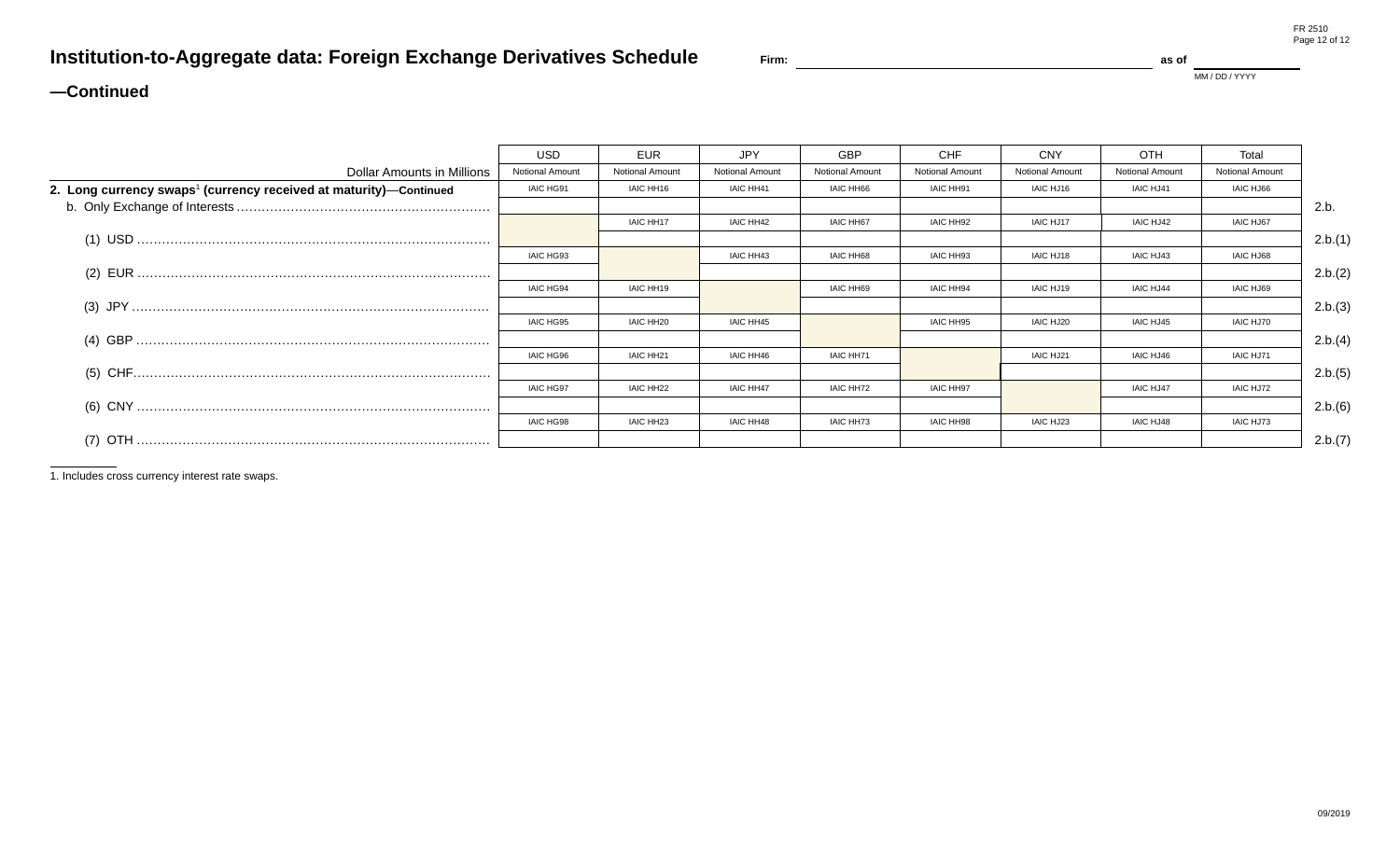# Institution-to-Aggregate data: Foreign Exchange Derivatives Schedule —Continued

Firm: ______________________ as of ________ MM / DD / YYYY

| Dollar Amounts in Millions | USD Notional Amount | EUR Notional Amount | JPY Notional Amount | GBP Notional Amount | CHF Notional Amount | CNY Notional Amount | OTH Notional Amount | Total Notional Amount | |
|---|---|---|---|---|---|---|---|---|---|
| **2. Long currency swaps[1] (currency received at maturity)—Continued** | IAIC HG91 | IAIC HH16 | IAIC HH41 | IAIC HH66 | IAIC HH91 | IAIC HJ16 | IAIC HJ41 | IAIC HJ66 | |
| b. Only Exchange of Interests | | | | | | | | | 2.b. |
| (1) USD | | IAIC HH17 | IAIC HH42 | IAIC HH67 | IAIC HH92 | IAIC HJ17 | IAIC HJ42 | IAIC HJ67 | 2.b.(1) |
| (2) EUR | IAIC HG93 | | IAIC HH43 | IAIC HH68 | IAIC HH93 | IAIC HJ18 | IAIC HJ43 | IAIC HJ68 | 2.b.(2) |
| (3) JPY | IAIC HG94 | IAIC HH19 | | IAIC HH69 | IAIC HH94 | IAIC HJ19 | IAIC HJ44 | IAIC HJ69 | 2.b.(3) |
| (4) GBP | IAIC HG95 | IAIC HH20 | IAIC HH45 | | IAIC HH95 | IAIC HJ20 | IAIC HJ45 | IAIC HJ70 | 2.b.(4) |
| (5) CHF | IAIC HG96 | IAIC HH21 | IAIC HH46 | IAIC HH71 | | IAIC HJ21 | IAIC HJ46 | IAIC HJ71 | 2.b.(5) |
| (6) CNY | IAIC HG97 | IAIC HH22 | IAIC HH47 | IAIC HH72 | IAIC HH97 | | IAIC HJ47 | IAIC HJ72 | 2.b.(6) |
| (7) OTH | IAIC HG98 | IAIC HH23 | IAIC HH48 | IAIC HH73 | IAIC HH98 | IAIC HJ23 | IAIC HJ48 | IAIC HJ73 | 2.b.(7) |

1. Includes cross currency interest rate swaps.